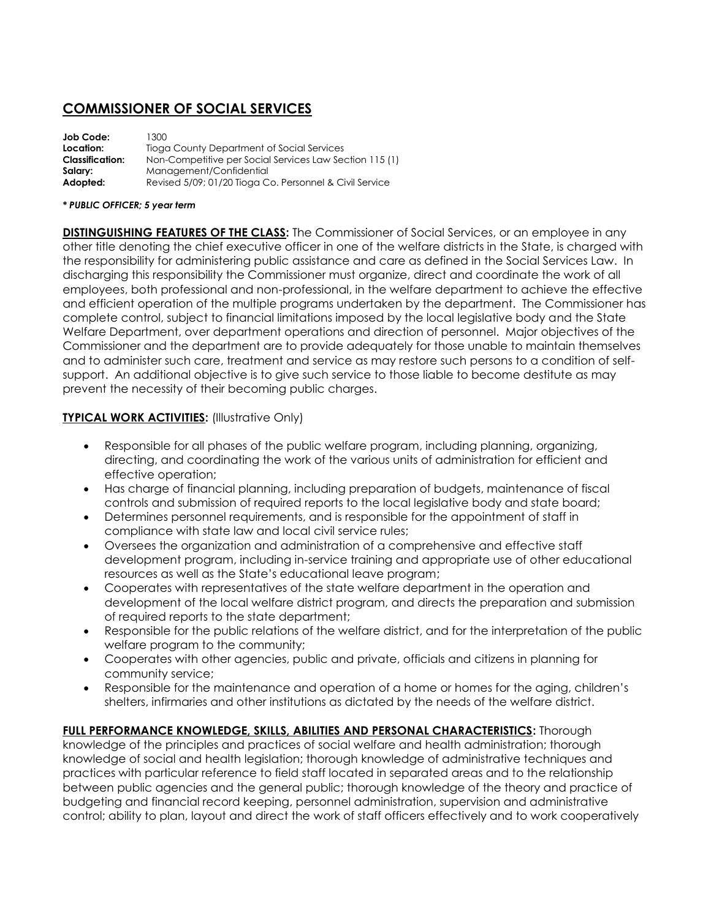# COMMISSIONER OF SOCIAL SERVICES

**Job Code:** 1300
**Location:** Tioga County Department of Social Services
**Classification:** Non-Competitive per Social Services Law Section 115 (1)
**Salary:** Management/Confidential
**Adopted:** Revised 5/09; 01/20 Tioga Co. Personnel & Civil Service

***\* PUBLIC OFFICER; 5 year term***

**DISTINGUISHING FEATURES OF THE CLASS:** The Commissioner of Social Services, or an employee in any other title denoting the chief executive officer in one of the welfare districts in the State, is charged with the responsibility for administering public assistance and care as defined in the Social Services Law. In discharging this responsibility the Commissioner must organize, direct and coordinate the work of all employees, both professional and non-professional, in the welfare department to achieve the effective and efficient operation of the multiple programs undertaken by the department. The Commissioner has complete control, subject to financial limitations imposed by the local legislative body and the State Welfare Department, over department operations and direction of personnel. Major objectives of the Commissioner and the department are to provide adequately for those unable to maintain themselves and to administer such care, treatment and service as may restore such persons to a condition of self-support. An additional objective is to give such service to those liable to become destitute as may prevent the necessity of their becoming public charges.

**TYPICAL WORK ACTIVITIES:** (Illustrative Only)

- Responsible for all phases of the public welfare program, including planning, organizing, directing, and coordinating the work of the various units of administration for efficient and effective operation;
- Has charge of financial planning, including preparation of budgets, maintenance of fiscal controls and submission of required reports to the local legislative body and state board;
- Determines personnel requirements, and is responsible for the appointment of staff in compliance with state law and local civil service rules;
- Oversees the organization and administration of a comprehensive and effective staff development program, including in-service training and appropriate use of other educational resources as well as the State's educational leave program;
- Cooperates with representatives of the state welfare department in the operation and development of the local welfare district program, and directs the preparation and submission of required reports to the state department;
- Responsible for the public relations of the welfare district, and for the interpretation of the public welfare program to the community;
- Cooperates with other agencies, public and private, officials and citizens in planning for community service;
- Responsible for the maintenance and operation of a home or homes for the aging, children's shelters, infirmaries and other institutions as dictated by the needs of the welfare district.

**FULL PERFORMANCE KNOWLEDGE, SKILLS, ABILITIES AND PERSONAL CHARACTERISTICS:** Thorough knowledge of the principles and practices of social welfare and health administration; thorough knowledge of social and health legislation; thorough knowledge of administrative techniques and practices with particular reference to field staff located in separated areas and to the relationship between public agencies and the general public; thorough knowledge of the theory and practice of budgeting and financial record keeping, personnel administration, supervision and administrative control; ability to plan, layout and direct the work of staff officers effectively and to work cooperatively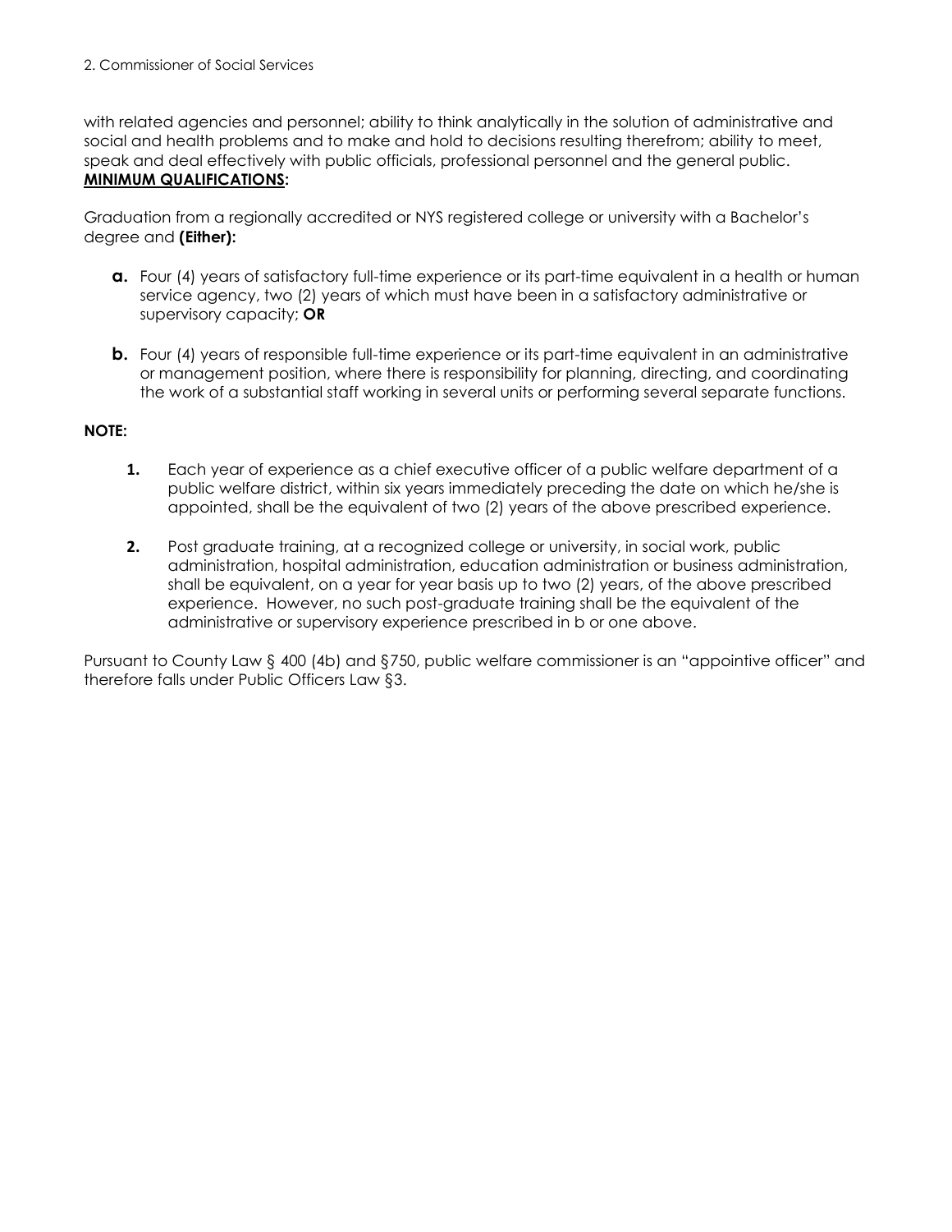with related agencies and personnel; ability to think analytically in the solution of administrative and social and health problems and to make and hold to decisions resulting therefrom; ability to meet, speak and deal effectively with public officials, professional personnel and the general public.

**MINIMUM QUALIFICATIONS:**

Graduation from a regionally accredited or NYS registered college or university with a Bachelor's degree and **(Either):**

- **a.** Four (4) years of satisfactory full-time experience or its part-time equivalent in a health or human service agency, two (2) years of which must have been in a satisfactory administrative or supervisory capacity; **OR**

- **b.** Four (4) years of responsible full-time experience or its part-time equivalent in an administrative or management position, where there is responsibility for planning, directing, and coordinating the work of a substantial staff working in several units or performing several separate functions.

**NOTE:**

1. Each year of experience as a chief executive officer of a public welfare department of a public welfare district, within six years immediately preceding the date on which he/she is appointed, shall be the equivalent of two (2) years of the above prescribed experience.

2. Post graduate training, at a recognized college or university, in social work, public administration, hospital administration, education administration or business administration, shall be equivalent, on a year for year basis up to two (2) years, of the above prescribed experience. However, no such post-graduate training shall be the equivalent of the administrative or supervisory experience prescribed in b or one above.

Pursuant to County Law § 400 (4b) and §750, public welfare commissioner is an "appointive officer" and therefore falls under Public Officers Law §3.